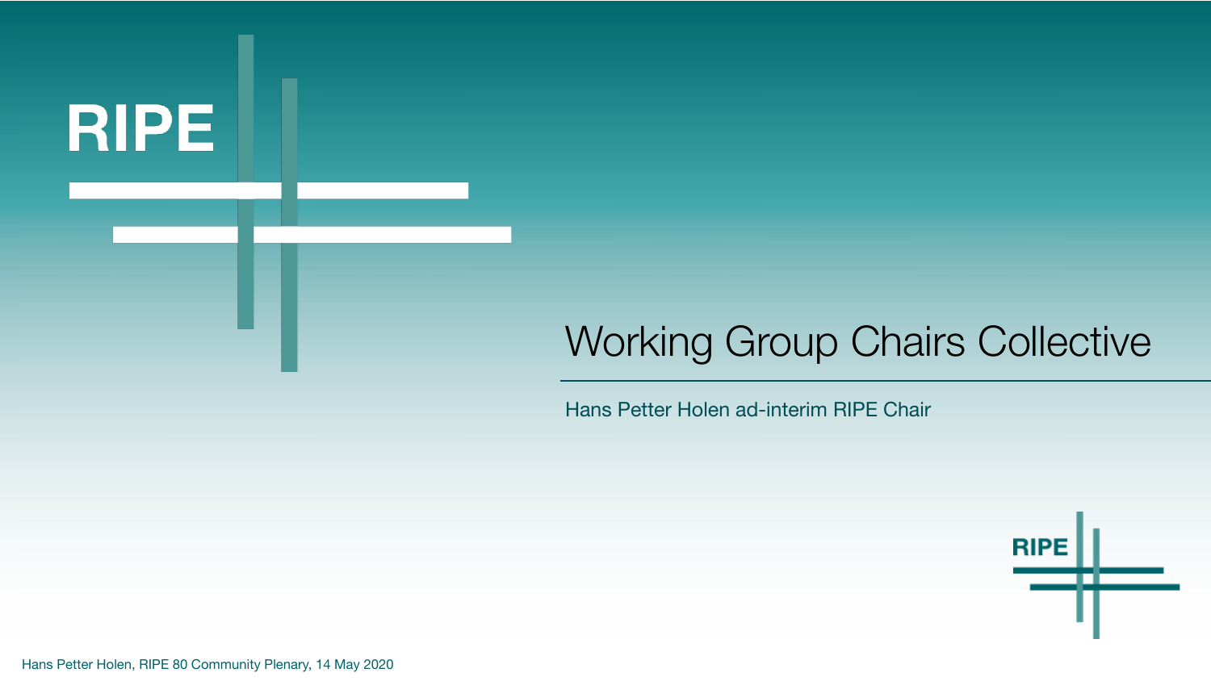# Working Group Chairs Collective

Hans Petter Holen ad-interim RIPE Chair

Hans Petter Holen, RIPE 80 Community Plenary, 14 May 2020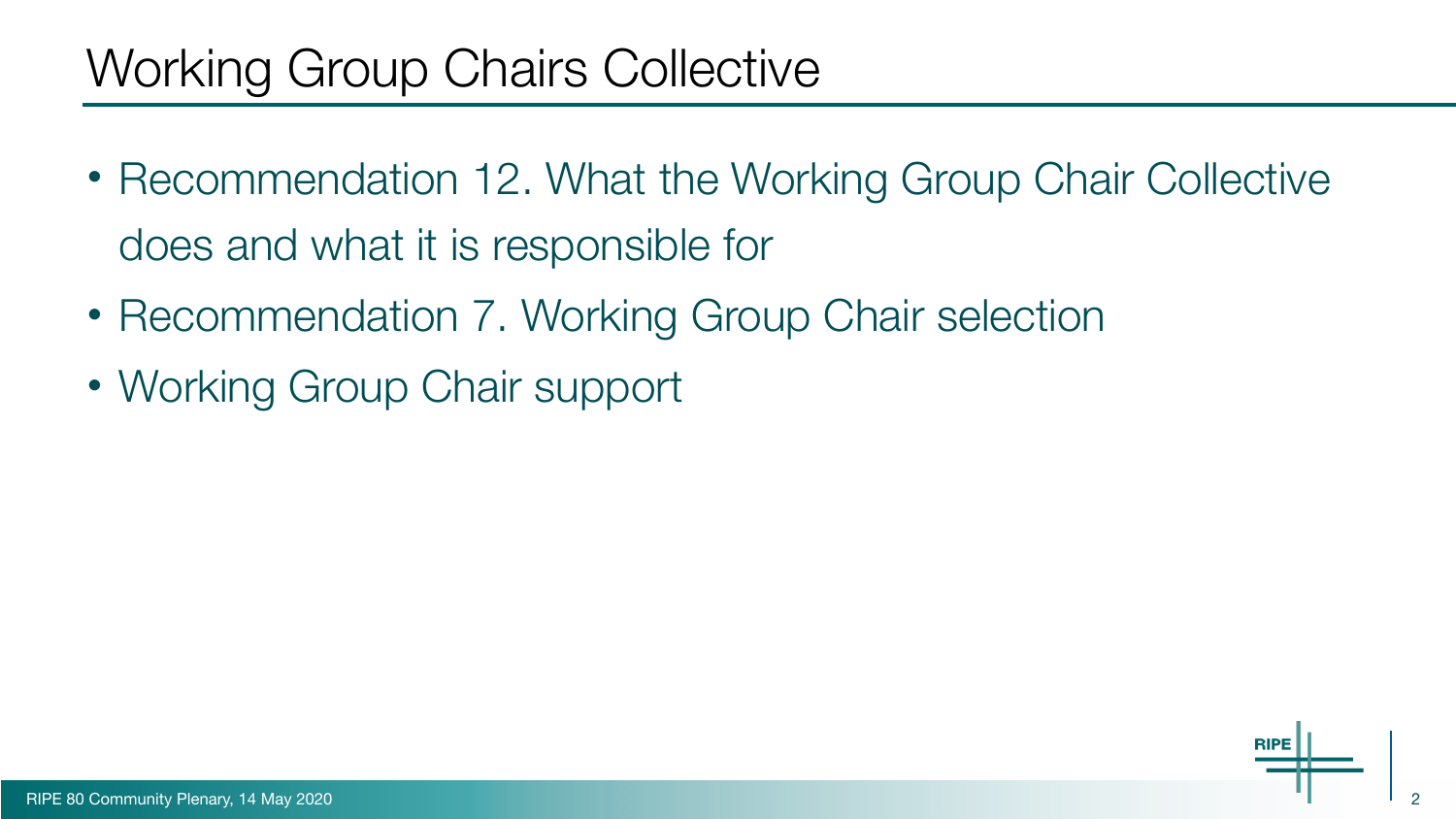# Working Group Chairs Collective

- Recommendation 12. What the Working Group Chair Collective does and what it is responsible for
- Recommendation 7. Working Group Chair selection
- Working Group Chair support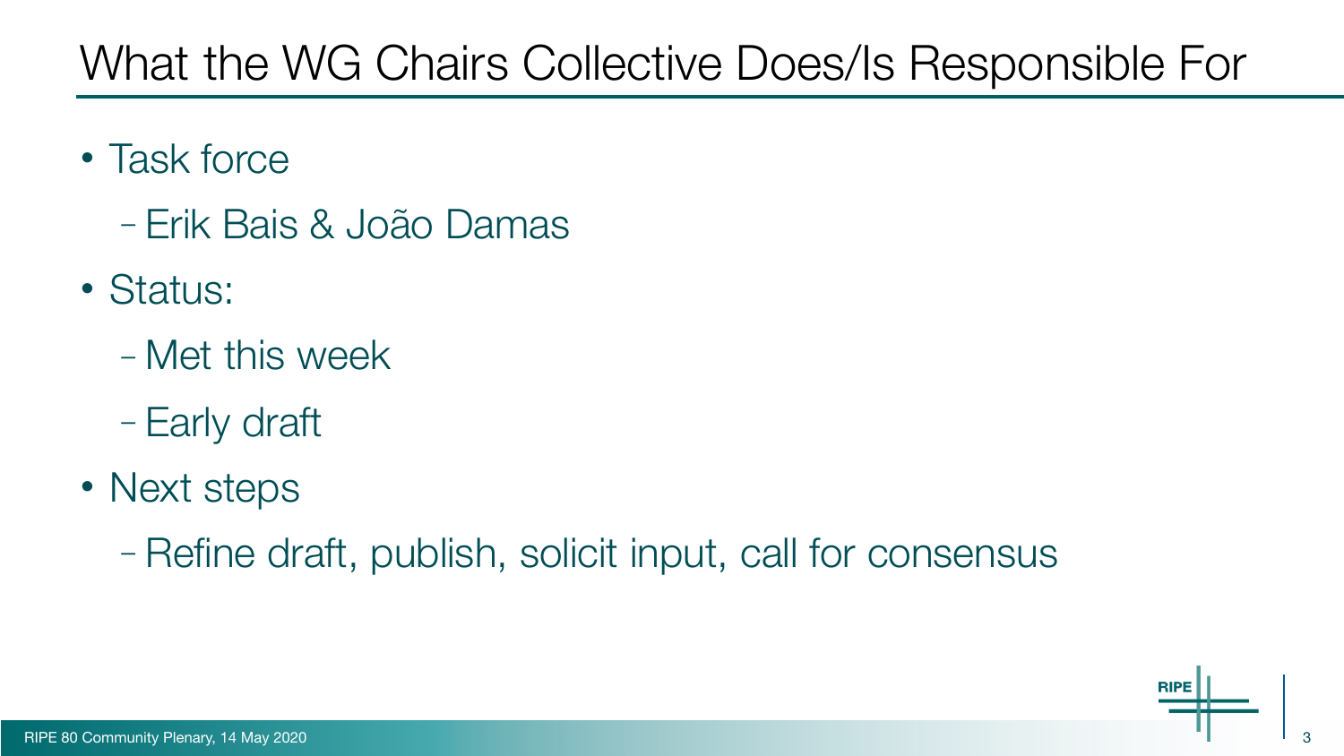# What the WG Chairs Collective Does/Is Responsible For

- Task force
  - Erik Bais & João Damas
- Status:
  - Met this week
  - Early draft
- Next steps
  - Refine draft, publish, solicit input, call for consensus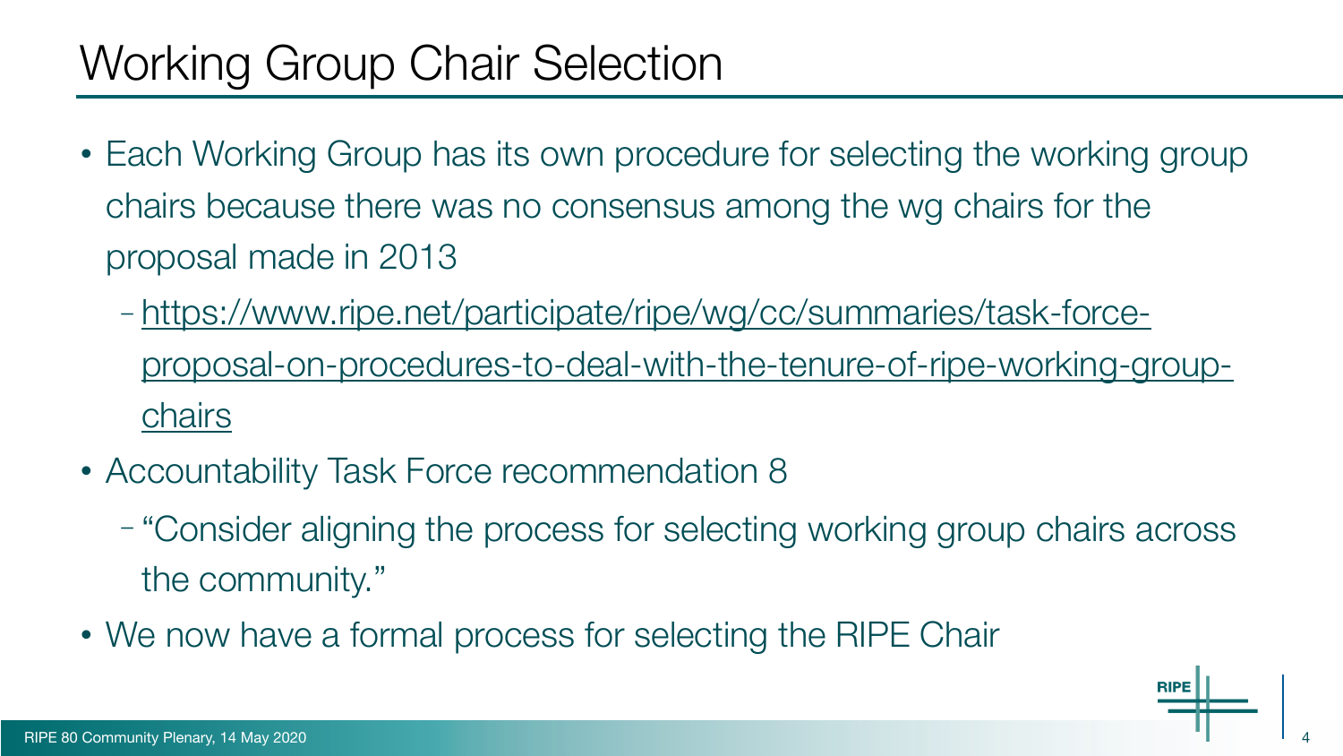# Working Group Chair Selection

- Each Working Group has its own procedure for selecting the working group chairs because there was no consensus among the wg chairs for the proposal made in 2013
  - https://www.ripe.net/participate/ripe/wg/cc/summaries/task-force-proposal-on-procedures-to-deal-with-the-tenure-of-ripe-working-group-chairs
- Accountability Task Force recommendation 8
  - "Consider aligning the process for selecting working group chairs across the community."
- We now have a formal process for selecting the RIPE Chair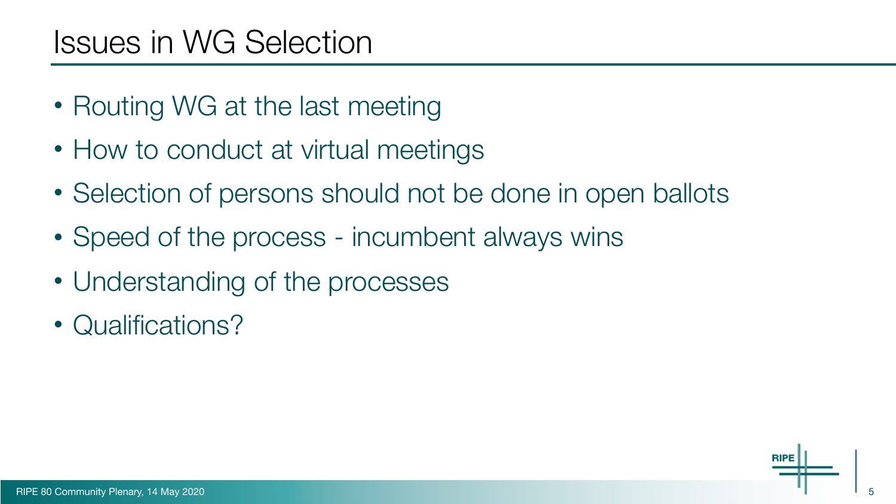# Issues in WG Selection

- Routing WG at the last meeting
- How to conduct at virtual meetings
- Selection of persons should not be done in open ballots
- Speed of the process - incumbent always wins
- Understanding of the processes
- Qualifications?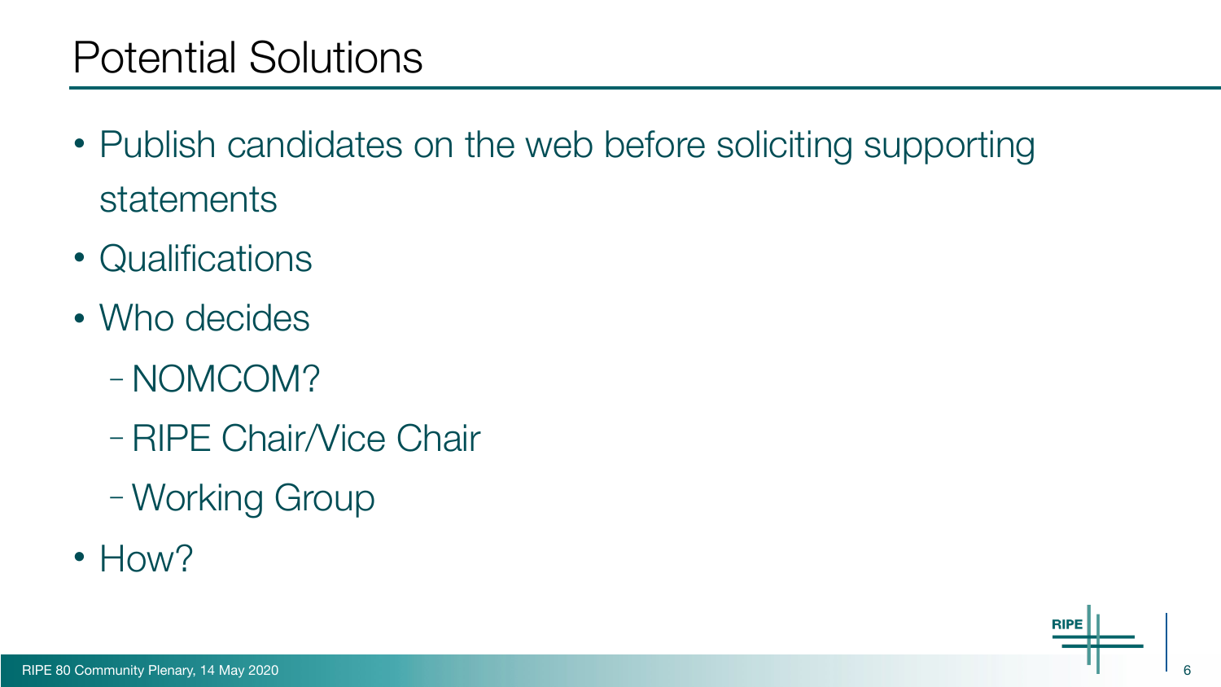# Potential Solutions

- Publish candidates on the web before soliciting supporting statements
- Qualifications
- Who decides
  - NOMCOM?
  - RIPE Chair/Vice Chair
  - Working Group
- How?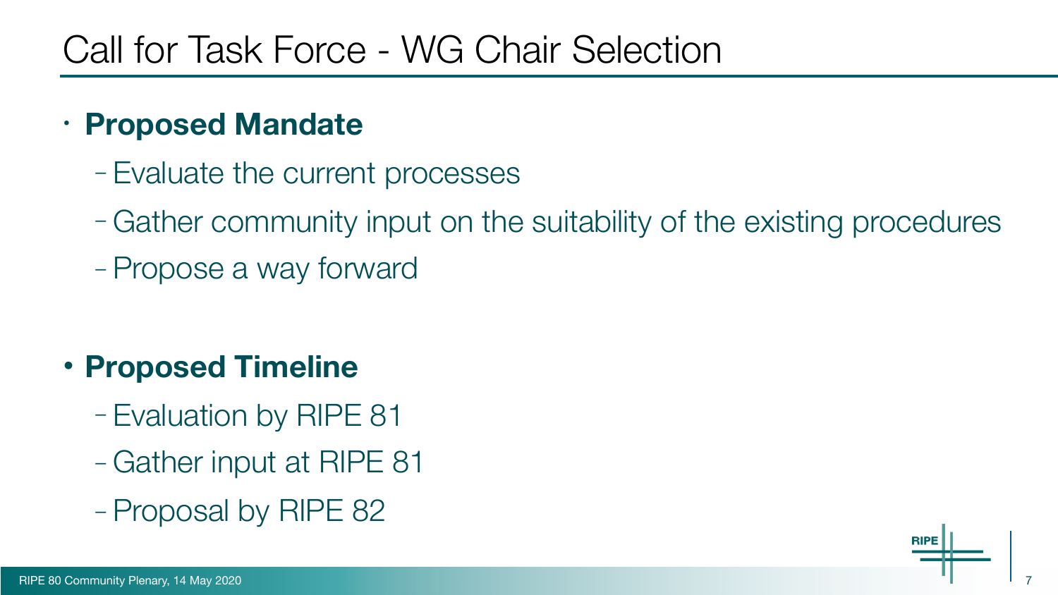# Call for Task Force - WG Chair Selection

- **Proposed Mandate**
  - Evaluate the current processes
  - Gather community input on the suitability of the existing procedures
  - Propose a way forward

- **Proposed Timeline**
  - Evaluation by RIPE 81
  - Gather input at RIPE 81
  - Proposal by RIPE 82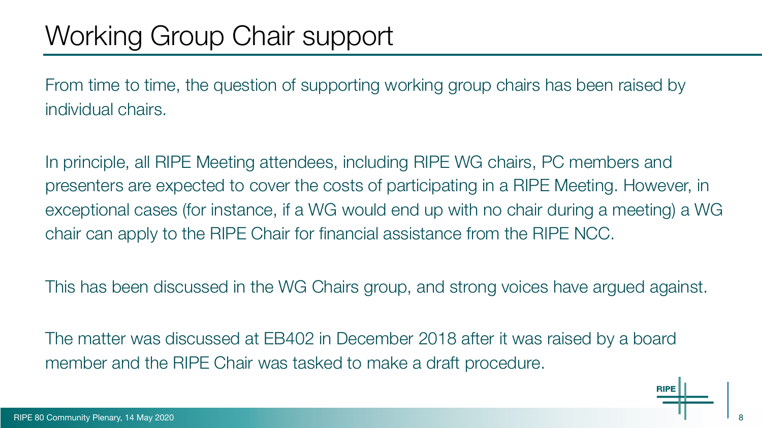# Working Group Chair support

From time to time, the question of supporting working group chairs has been raised by individual chairs.

In principle, all RIPE Meeting attendees, including RIPE WG chairs, PC members and presenters are expected to cover the costs of participating in a RIPE Meeting. However, in exceptional cases (for instance, if a WG would end up with no chair during a meeting) a WG chair can apply to the RIPE Chair for financial assistance from the RIPE NCC.

This has been discussed in the WG Chairs group, and strong voices have argued against.

The matter was discussed at EB402 in December 2018 after it was raised by a board member and the RIPE Chair was tasked to make a draft procedure.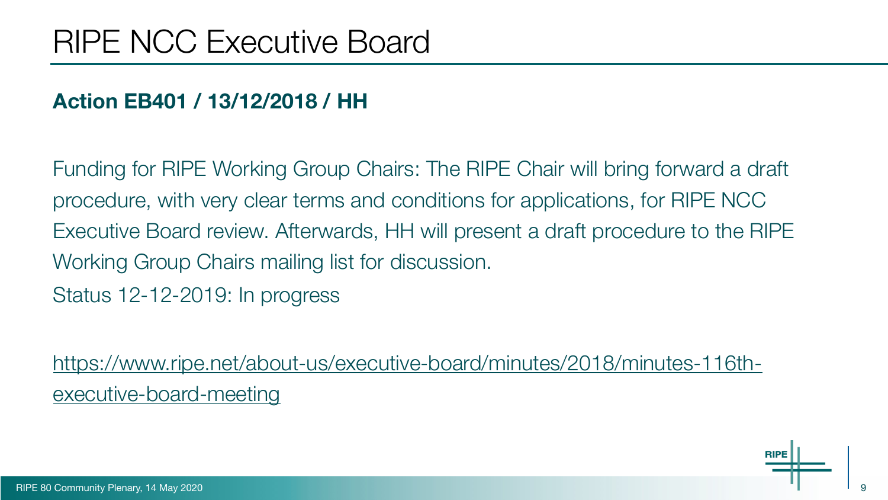# RIPE NCC Executive Board

**Action EB401 / 13/12/2018 / HH**

Funding for RIPE Working Group Chairs: The RIPE Chair will bring forward a draft procedure, with very clear terms and conditions for applications, for RIPE NCC Executive Board review. Afterwards, HH will present a draft procedure to the RIPE Working Group Chairs mailing list for discussion.

Status 12-12-2019: In progress

https://www.ripe.net/about-us/executive-board/minutes/2018/minutes-116th-executive-board-meeting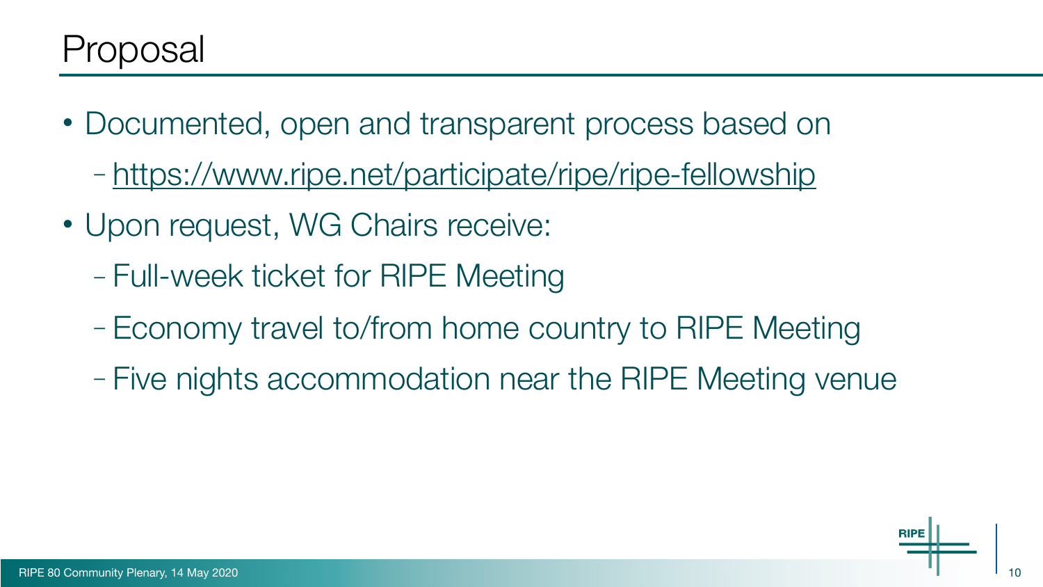# Proposal

- Documented, open and transparent process based on
  - https://www.ripe.net/participate/ripe/ripe-fellowship
- Upon request, WG Chairs receive:
  - Full-week ticket for RIPE Meeting
  - Economy travel to/from home country to RIPE Meeting
  - Five nights accommodation near the RIPE Meeting venue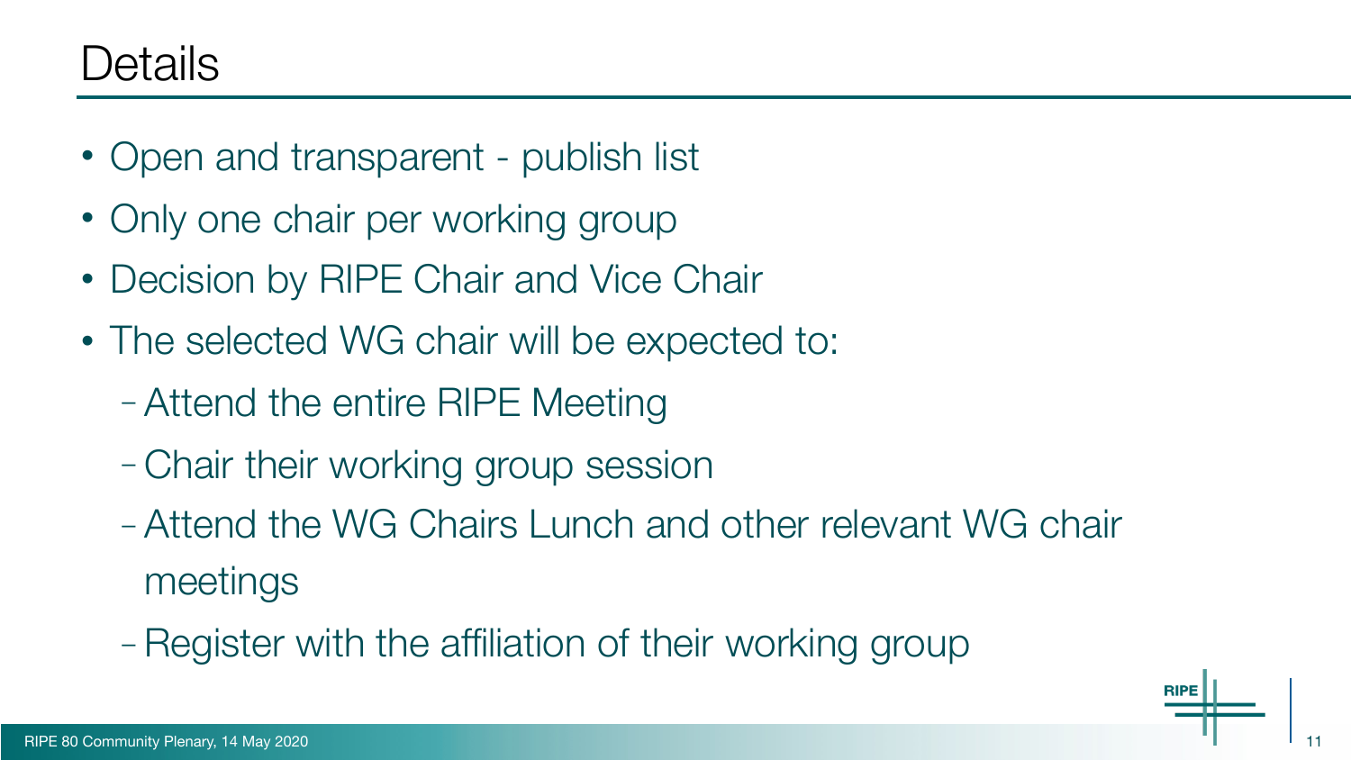# Details

- Open and transparent - publish list
- Only one chair per working group
- Decision by RIPE Chair and Vice Chair
- The selected WG chair will be expected to:
  - Attend the entire RIPE Meeting
  - Chair their working group session
  - Attend the WG Chairs Lunch and other relevant WG chair meetings
  - Register with the affiliation of their working group